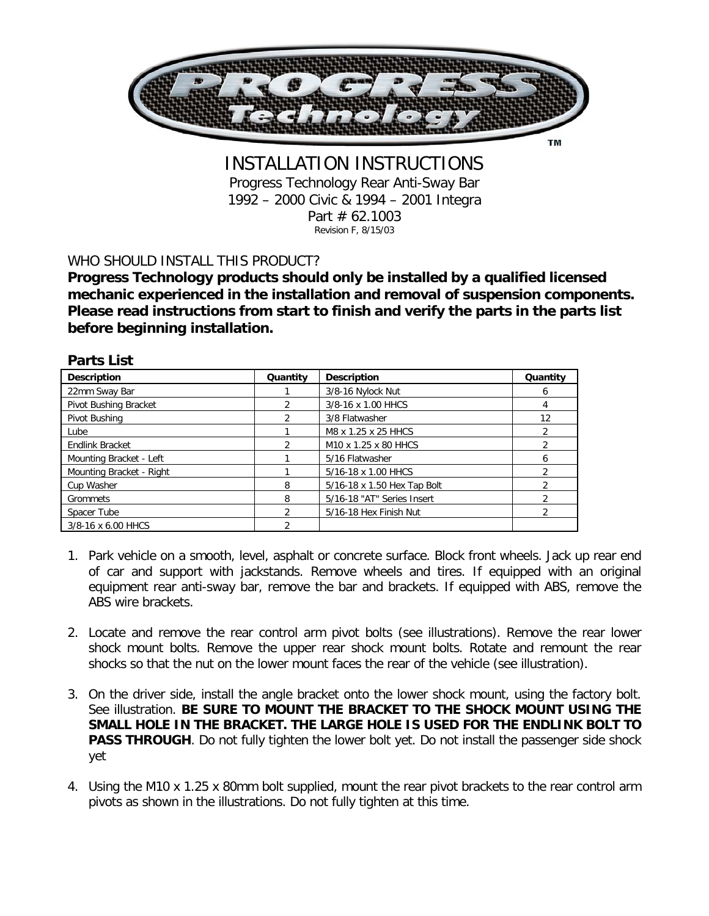# INSTALLATION INSTRUCTIONS

Progress Technology Rear Anti-Sway Bar
1992 – 2000 Civic & 1994 – 2001 Integra
Part # 62.1003
Revision F, 8/15/03

WHO SHOULD INSTALL THIS PRODUCT?

**Progress Technology products should only be installed by a qualified licensed mechanic experienced in the installation and removal of suspension components. Please read instructions from start to finish and verify the parts in the parts list before beginning installation.**

## Parts List

| Description | Quantity | Description | Quantity |
|---|---|---|---|
| 22mm Sway Bar | 1 | 3/8-16 Nylock Nut | 6 |
| Pivot Bushing Bracket | 2 | 3/8-16 x 1.00 HHCS | 4 |
| Pivot Bushing | 2 | 3/8 Flatwasher | 12 |
| Lube | 1 | M8 x 1.25 x 25 HHCS | 2 |
| Endlink Bracket | 2 | M10 x 1.25 x 80 HHCS | 2 |
| Mounting Bracket - Left | 1 | 5/16 Flatwasher | 6 |
| Mounting Bracket - Right | 1 | 5/16-18 x 1.00 HHCS | 2 |
| Cup Washer | 8 | 5/16-18 x 1.50 Hex Tap Bolt | 2 |
| Grommets | 8 | 5/16-18 "AT" Series Insert | 2 |
| Spacer Tube | 2 | 5/16-18 Hex Finish Nut | 2 |
| 3/8-16 x 6.00 HHCS | 2 | | |

1. Park vehicle on a smooth, level, asphalt or concrete surface. Block front wheels. Jack up rear end of car and support with jackstands. Remove wheels and tires. If equipped with an original equipment rear anti-sway bar, remove the bar and brackets. If equipped with ABS, remove the ABS wire brackets.

2. Locate and remove the rear control arm pivot bolts (see illustrations). Remove the rear lower shock mount bolts. Remove the upper rear shock mount bolts. Rotate and remount the rear shocks so that the nut on the lower mount faces the rear of the vehicle (see illustration).

3. On the driver side, install the angle bracket onto the lower shock mount, using the factory bolt. See illustration. **BE SURE TO MOUNT THE BRACKET TO THE SHOCK MOUNT USING THE SMALL HOLE IN THE BRACKET. THE LARGE HOLE IS USED FOR THE ENDLINK BOLT TO PASS THROUGH**. Do not fully tighten the lower bolt yet. Do not install the passenger side shock yet

4. Using the M10 x 1.25 x 80mm bolt supplied, mount the rear pivot brackets to the rear control arm pivots as shown in the illustrations. Do not fully tighten at this time.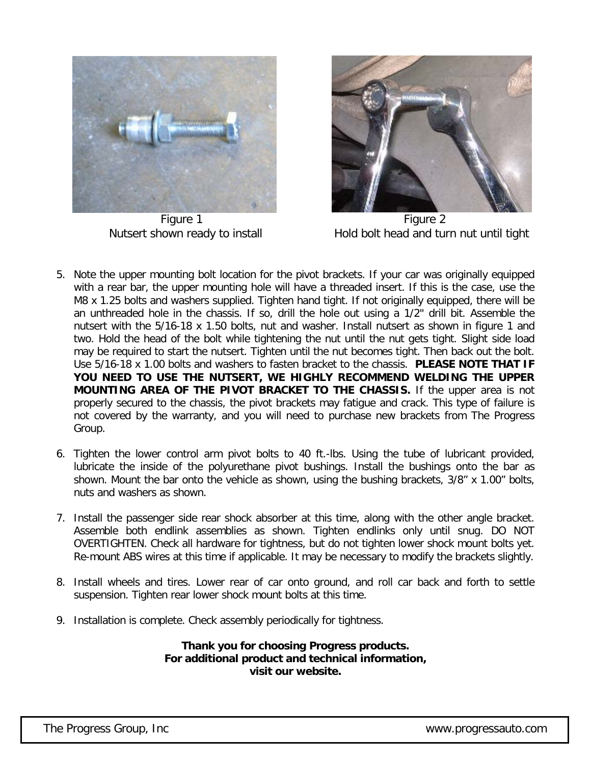Figure 1
Nutsert shown ready to install

Figure 2
Hold bolt head and turn nut until tight

5. Note the upper mounting bolt location for the pivot brackets. If your car was originally equipped with a rear bar, the upper mounting hole will have a threaded insert. If this is the case, use the M8 x 1.25 bolts and washers supplied. Tighten hand tight. If not originally equipped, there will be an unthreaded hole in the chassis. If so, drill the hole out using a 1/2" drill bit. Assemble the nutsert with the 5/16-18 x 1.50 bolts, nut and washer. Install nutsert as shown in figure 1 and two. Hold the head of the bolt while tightening the nut until the nut gets tight. Slight side load may be required to start the nutsert. Tighten until the nut becomes tight. Then back out the bolt. Use 5/16-18 x 1.00 bolts and washers to fasten bracket to the chassis. **PLEASE NOTE THAT IF YOU NEED TO USE THE NUTSERT, WE HIGHLY RECOMMEND WELDING THE UPPER MOUNTING AREA OF THE PIVOT BRACKET TO THE CHASSIS.** If the upper area is not properly secured to the chassis, the pivot brackets may fatigue and crack. This type of failure is not covered by the warranty, and you will need to purchase new brackets from The Progress Group.

6. Tighten the lower control arm pivot bolts to 40 ft.-lbs. Using the tube of lubricant provided, lubricate the inside of the polyurethane pivot bushings. Install the bushings onto the bar as shown. Mount the bar onto the vehicle as shown, using the bushing brackets, 3/8" x 1.00" bolts, nuts and washers as shown.

7. Install the passenger side rear shock absorber at this time, along with the other angle bracket. Assemble both endlink assemblies as shown. Tighten endlinks only until snug. DO NOT OVERTIGHTEN. Check all hardware for tightness, but do not tighten lower shock mount bolts yet. Re-mount ABS wires at this time if applicable. It may be necessary to modify the brackets slightly.

8. Install wheels and tires. Lower rear of car onto ground, and roll car back and forth to settle suspension. Tighten rear lower shock mount bolts at this time.

9. Installation is complete. Check assembly periodically for tightness.

**Thank you for choosing Progress products.**
**For additional product and technical information,**
**visit our website.**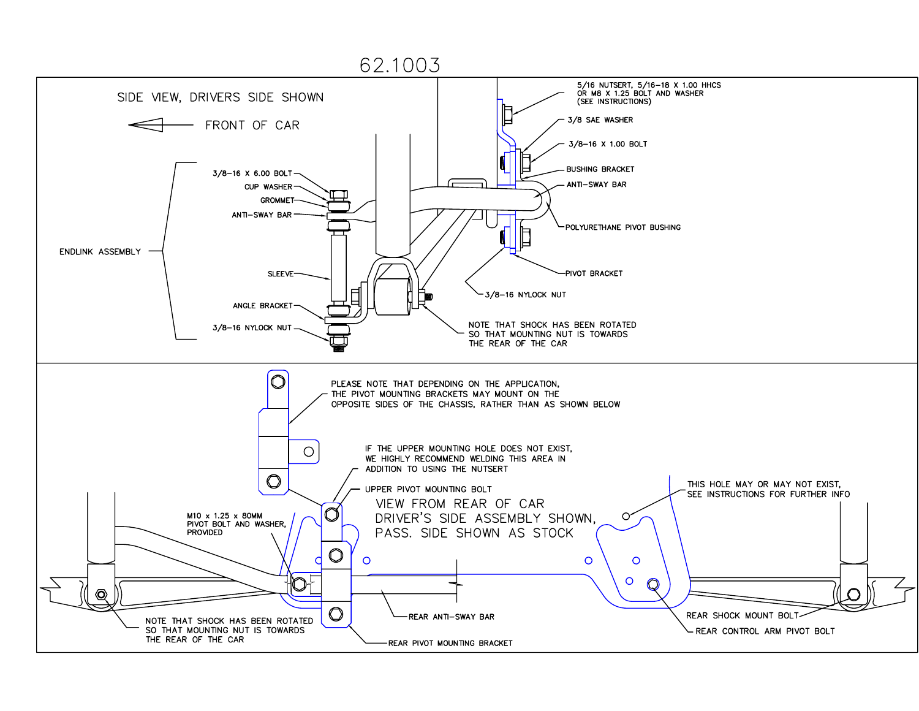# 62.1003

## SIDE VIEW, DRIVERS SIDE SHOWN

FRONT OF CAR

5/16 NUTSERT, 5/16-18 X 1.00 HHCS
OR M8 X 1.25 BOLT AND WASHER
(SEE INSTRUCTIONS)

3/8 SAE WASHER

3/8-16 X 1.00 BOLT

BUSHING BRACKET

ANTI-SWAY BAR

POLYURETHANE PIVOT BUSHING

PIVOT BRACKET

3/8-16 NYLOCK NUT

ENDLINK ASSEMBLY

3/8-16 X 6.00 BOLT

CUP WASHER

GROMMET

ANTI-SWAY BAR

SLEEVE

ANGLE BRACKET

3/8-16 NYLOCK NUT

NOTE THAT SHOCK HAS BEEN ROTATED
SO THAT MOUNTING NUT IS TOWARDS
THE REAR OF THE CAR

## VIEW FROM REAR OF CAR
## DRIVER'S SIDE ASSEMBLY SHOWN, PASS. SIDE SHOWN AS STOCK

PLEASE NOTE THAT DEPENDING ON THE APPLICATION,
THE PIVOT MOUNTING BRACKETS MAY MOUNT ON THE
OPPOSITE SIDES OF THE CHASSIS, RATHER THAN AS SHOWN BELOW

IF THE UPPER MOUNTING HOLE DOES NOT EXIST,
WE HIGHLY RECOMMEND WELDING THIS AREA IN
ADDITION TO USING THE NUTSERT

UPPER PIVOT MOUNTING BOLT

THIS HOLE MAY OR MAY NOT EXIST,
SEE INSTRUCTIONS FOR FURTHER INFO

M10 x 1.25 x 80MM
PIVOT BOLT AND WASHER,
PROVIDED

NOTE THAT SHOCK HAS BEEN ROTATED
SO THAT MOUNTING NUT IS TOWARDS
THE REAR OF THE CAR

REAR ANTI-SWAY BAR

REAR PIVOT MOUNTING BRACKET

REAR SHOCK MOUNT BOLT

REAR CONTROL ARM PIVOT BOLT